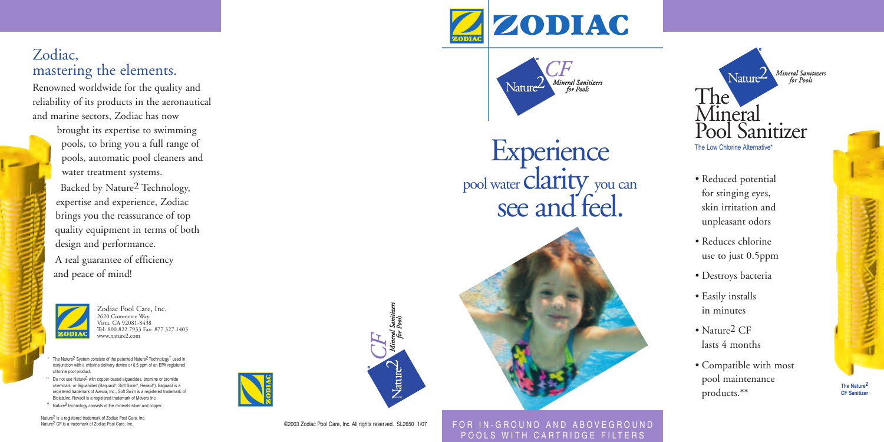## Zodiac, mastering the elements.

Renowned worldwide for the quality and reliability of its products in the aeronautical and marine sectors, Zodiac has now brought its expertise to swimming pools, to bring you a full range of pools, automatic pool cleaners and water treatment systems.

Backed by Nature2 Technology, expertise and experience, Zodiac brings you the reassurance of top quality equipment in terms of both design and performance.

A real guarantee of efficiency and peace of mind!

Zodiac Pool Care, Inc.
2620 Commerce Way
Vista, CA 92081-8438
Tel: 800.822.7933 Fax: 877.327.1403
www.nature2.com

\* The Nature2 System consists of the patented Nature2 Technology† used in conjunction with a chlorine delivery device or 0.5 ppm of an EPA registered chlorine pool product.

\*\* Do not use Nature2 with copper-based algaecides, bromine or bromide chemicals, or Biguanides (Baquacil®, Soft Swim®, Revacil®). Baquacil is a registered trademark of Avecia, Inc., Soft Swim is a registered trademark of Biolab,Inc. Revacil is a registered trademark of Mavera Inc.

† Nature2 technology consists of the minerals silver and copper.

Nature2 is a registered trademark of Zodiac Pool Care, Inc.
Nature2 CF is a trademark of Zodiac Pool Care, Inc.

Nature2 CF Mineral Sanitizers for Pools

©2003 Zodiac Pool Care, Inc. All rights reserved. SL2650 1/07

# ZODIAC

Nature2 CF Mineral Sanitizers for Pools

# Experience pool water clarity you can see and feel.

FOR IN-GROUND AND ABOVEGROUND POOLS WITH CARTRIDGE FILTERS

Nature2 Mineral Sanitizers for Pools

# The Mineral Pool Sanitizer

The Low Chlorine Alternative*

- Reduced potential for stinging eyes, skin irritation and unpleasant odors
- Reduces chlorine use to just 0.5ppm
- Destroys bacteria
- Easily installs in minutes
- Nature2 CF lasts 4 months
- Compatible with most pool maintenance products.**

The Nature2 CF Sanitizer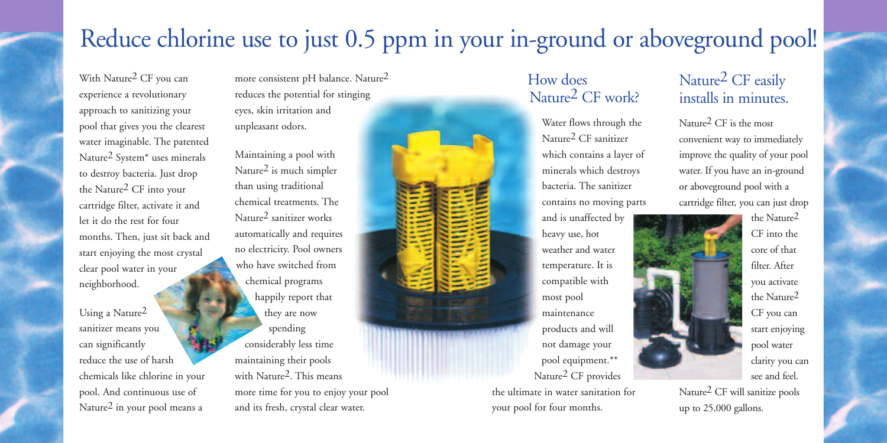# Reduce chlorine use to just 0.5 ppm in your in-ground or aboveground pool!

With Nature² CF you can experience a revolutionary approach to sanitizing your pool that gives you the clearest water imaginable. The patented Nature² System* uses minerals to destroy bacteria. Just drop the Nature² CF into your cartridge filter, activate it and let it do the rest for four months. Then, just sit back and start enjoying the most crystal clear pool water in your neighborhood.

Using a Nature² sanitizer means you can significantly reduce the use of harsh chemicals like chlorine in your pool. And continuous use of Nature² in your pool means a more consistent pH balance. Nature² reduces the potential for stinging eyes, skin irritation and unpleasant odors.

Maintaining a pool with Nature² is much simpler than using traditional chemical treatments. The Nature² sanitizer works automatically and requires no electricity. Pool owners who have switched from chemical programs happily report that they are now spending considerably less time maintaining their pools with Nature². This means more time for you to enjoy your pool and its fresh, crystal clear water.

## How does Nature² CF work?

Water flows through the Nature² CF sanitizer which contains a layer of minerals which destroys bacteria. The sanitizer contains no moving parts and is unaffected by heavy use, hot weather and water temperature. It is compatible with most pool maintenance products and will not damage your pool equipment.** Nature² CF provides the ultimate in water sanitation for your pool for four months.

## Nature² CF easily installs in minutes.

Nature² CF is the most convenient way to immediately improve the quality of your pool water. If you have an in-ground or aboveground pool with a cartridge filter, you can just drop the Nature² CF into the core of that filter. After you activate the Nature² CF you can start enjoying pool water clarity you can see and feel.

Nature² CF will sanitize pools up to 25,000 gallons.